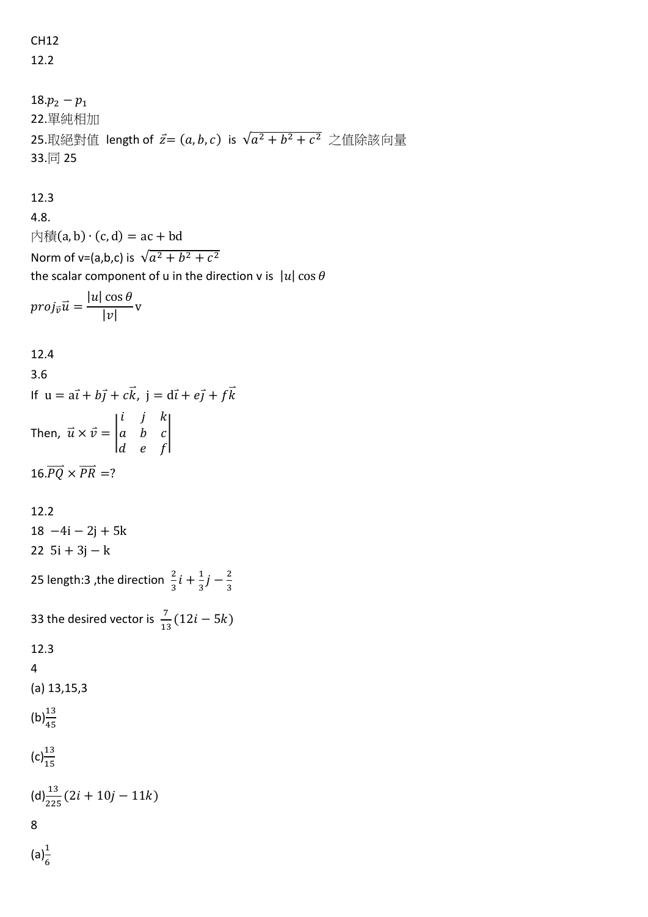CH12

12.2

18.$p_2 - p_1$

22.單純相加

25.取絕對值 length of $\vec{z}= (a, b, c)$ is $\sqrt{a^2 + b^2 + c^2}$ 之值除該向量

33.同 25

12.3

4.8.

內積$(a, b) \cdot (c, d) = ac + bd$

Norm of v=(a,b,c) is $\sqrt{a^2 + b^2 + c^2}$

the scalar component of u in the direction v is $|u| \cos\theta$

$$proj_{\vec{v}}\vec{u} = \frac{|u| \cos\theta}{|v|} \mathrm{v}$$

12.4

3.6

If $u = a\vec{i} + b\vec{j} + c\vec{k},\ j = d\vec{i} + e\vec{j} + f\vec{k}$

Then, $\vec{u} \times \vec{v} = \begin{vmatrix} i & j & k \\ a & b & c \\ d & e & f \end{vmatrix}$

16.$\overrightarrow{PQ} \times \overrightarrow{PR} = ?$

12.2

18 $-4i - 2j + 5k$

22 $5i + 3j - k$

25 length:3 ,the direction $\frac{2}{3}i + \frac{1}{3}j - \frac{2}{3}$

33 the desired vector is $\frac{7}{13}(12i - 5k)$

12.3

4

(a) 13,15,3

(b)$\frac{13}{45}$

(c)$\frac{13}{15}$

(d)$\frac{13}{225}(2i + 10j - 11k)$

8

(a)$\frac{1}{6}$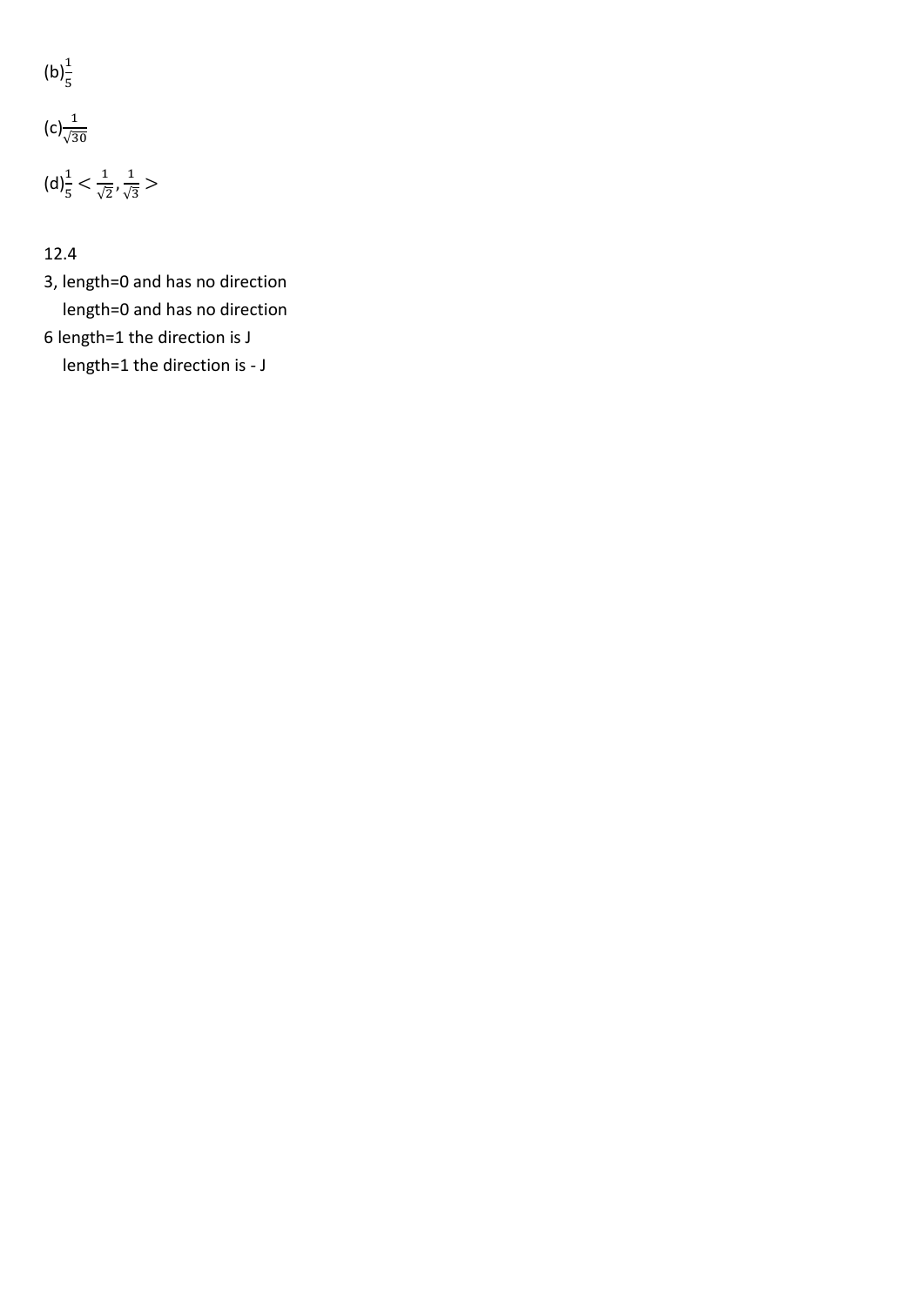(b)$\frac{1}{5}$

(c)$\frac{1}{\sqrt{30}}$

(d)$\frac{1}{5} < \frac{1}{\sqrt{2}}, \frac{1}{\sqrt{3}} >$

12.4

3, length=0 and has no direction

   length=0 and has no direction

6 length=1 the direction is J

   length=1 the direction is - J